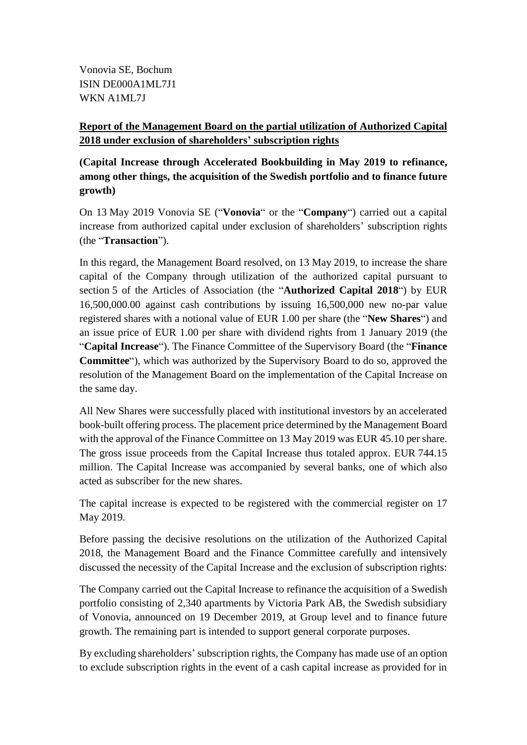Vonovia SE, Bochum
ISIN DE000A1ML7J1
WKN A1ML7J

**Report of the Management Board on the partial utilization of Authorized Capital 2018 under exclusion of shareholders' subscription rights**

**(Capital Increase through Accelerated Bookbuilding in May 2019 to refinance, among other things, the acquisition of the Swedish portfolio and to finance future growth)**

On 13 May 2019 Vonovia SE ("**Vonovia**" or the "**Company**") carried out a capital increase from authorized capital under exclusion of shareholders' subscription rights (the "**Transaction**").

In this regard, the Management Board resolved, on 13 May 2019, to increase the share capital of the Company through utilization of the authorized capital pursuant to section 5 of the Articles of Association (the "**Authorized Capital 2018**") by EUR 16,500,000.00 against cash contributions by issuing 16,500,000 new no-par value registered shares with a notional value of EUR 1.00 per share (the "**New Shares**") and an issue price of EUR 1.00 per share with dividend rights from 1 January 2019 (the "**Capital Increase**"). The Finance Committee of the Supervisory Board (the "**Finance Committee**"), which was authorized by the Supervisory Board to do so, approved the resolution of the Management Board on the implementation of the Capital Increase on the same day.

All New Shares were successfully placed with institutional investors by an accelerated book-built offering process. The placement price determined by the Management Board with the approval of the Finance Committee on 13 May 2019 was EUR 45.10 per share. The gross issue proceeds from the Capital Increase thus totaled approx. EUR 744.15 million. The Capital Increase was accompanied by several banks, one of which also acted as subscriber for the new shares.

The capital increase is expected to be registered with the commercial register on 17 May 2019.

Before passing the decisive resolutions on the utilization of the Authorized Capital 2018, the Management Board and the Finance Committee carefully and intensively discussed the necessity of the Capital Increase and the exclusion of subscription rights:

The Company carried out the Capital Increase to refinance the acquisition of a Swedish portfolio consisting of 2,340 apartments by Victoria Park AB, the Swedish subsidiary of Vonovia, announced on 19 December 2019, at Group level and to finance future growth. The remaining part is intended to support general corporate purposes.

By excluding shareholders' subscription rights, the Company has made use of an option to exclude subscription rights in the event of a cash capital increase as provided for in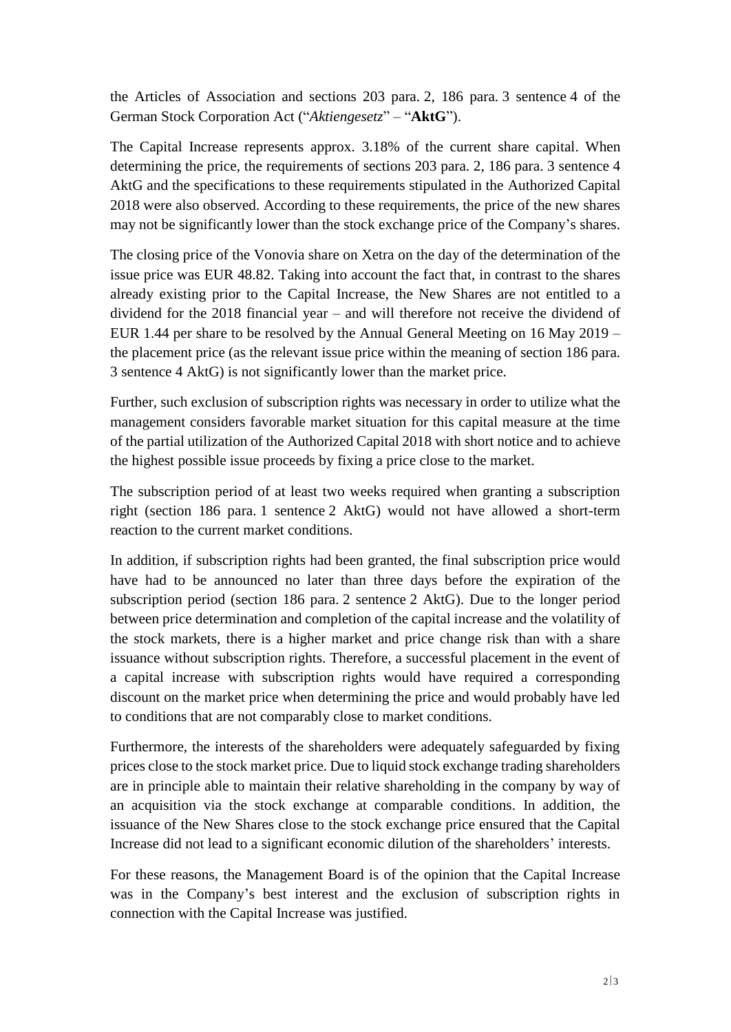the Articles of Association and sections 203 para. 2, 186 para. 3 sentence 4 of the German Stock Corporation Act ("*Aktiengesetz*" – "**AktG**").

The Capital Increase represents approx. 3.18% of the current share capital. When determining the price, the requirements of sections 203 para. 2, 186 para. 3 sentence 4 AktG and the specifications to these requirements stipulated in the Authorized Capital 2018 were also observed. According to these requirements, the price of the new shares may not be significantly lower than the stock exchange price of the Company's shares.

The closing price of the Vonovia share on Xetra on the day of the determination of the issue price was EUR 48.82. Taking into account the fact that, in contrast to the shares already existing prior to the Capital Increase, the New Shares are not entitled to a dividend for the 2018 financial year – and will therefore not receive the dividend of EUR 1.44 per share to be resolved by the Annual General Meeting on 16 May 2019 – the placement price (as the relevant issue price within the meaning of section 186 para. 3 sentence 4 AktG) is not significantly lower than the market price.

Further, such exclusion of subscription rights was necessary in order to utilize what the management considers favorable market situation for this capital measure at the time of the partial utilization of the Authorized Capital 2018 with short notice and to achieve the highest possible issue proceeds by fixing a price close to the market.

The subscription period of at least two weeks required when granting a subscription right (section 186 para. 1 sentence 2 AktG) would not have allowed a short-term reaction to the current market conditions.

In addition, if subscription rights had been granted, the final subscription price would have had to be announced no later than three days before the expiration of the subscription period (section 186 para. 2 sentence 2 AktG). Due to the longer period between price determination and completion of the capital increase and the volatility of the stock markets, there is a higher market and price change risk than with a share issuance without subscription rights. Therefore, a successful placement in the event of a capital increase with subscription rights would have required a corresponding discount on the market price when determining the price and would probably have led to conditions that are not comparably close to market conditions.

Furthermore, the interests of the shareholders were adequately safeguarded by fixing prices close to the stock market price. Due to liquid stock exchange trading shareholders are in principle able to maintain their relative shareholding in the company by way of an acquisition via the stock exchange at comparable conditions. In addition, the issuance of the New Shares close to the stock exchange price ensured that the Capital Increase did not lead to a significant economic dilution of the shareholders' interests.

For these reasons, the Management Board is of the opinion that the Capital Increase was in the Company's best interest and the exclusion of subscription rights in connection with the Capital Increase was justified.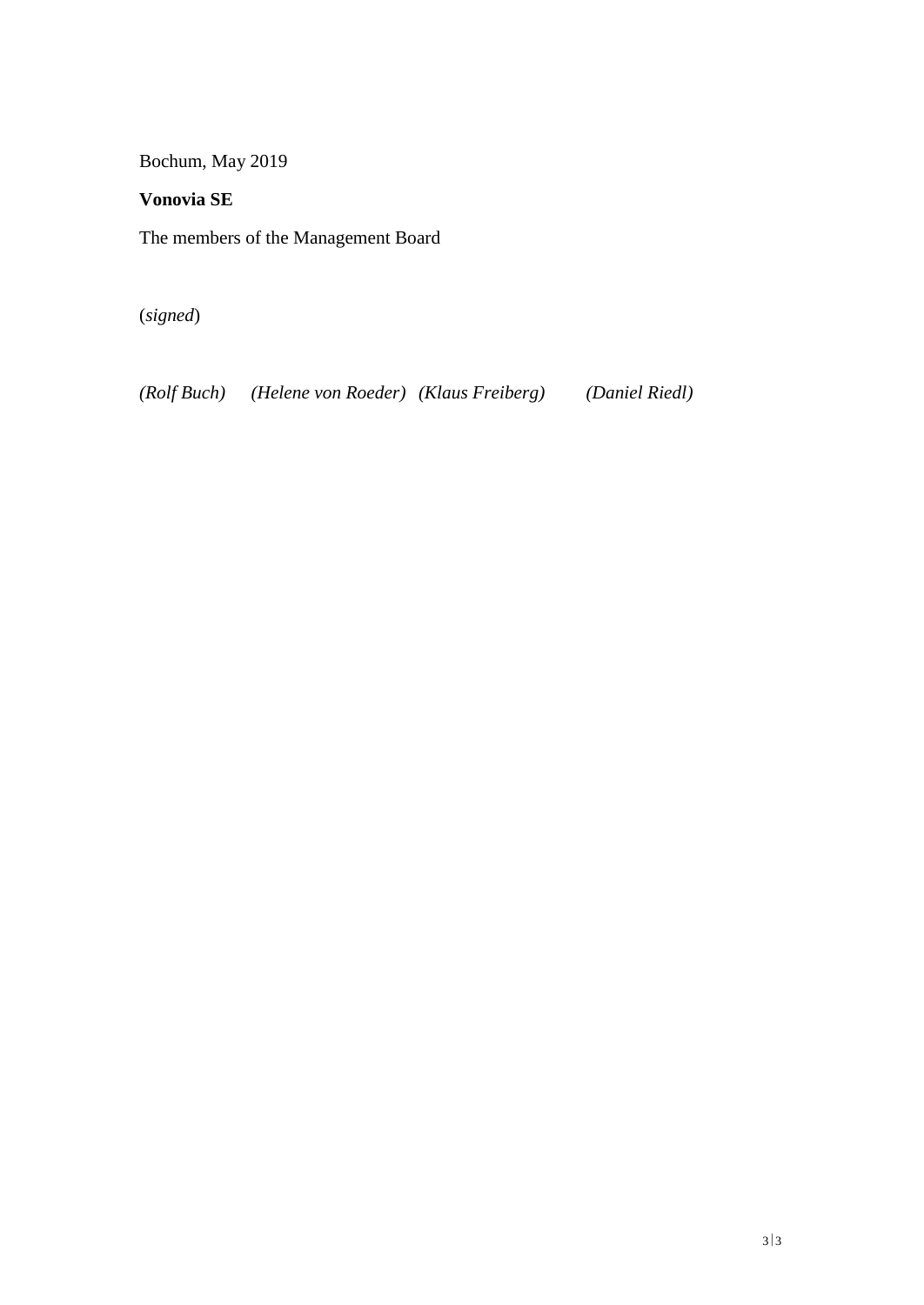Bochum, May 2019

**Vonovia SE**

The members of the Management Board

(*signed*)

*(Rolf Buch)* *(Helene von Roeder)* *(Klaus Freiberg)* *(Daniel Riedl)*